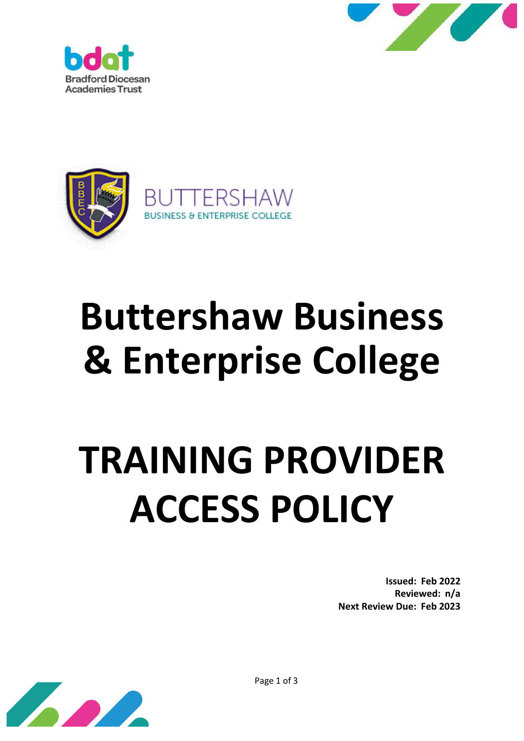Bradford Diocesan Academies Trust

BUTTERSHAW BUSINESS & ENTERPRISE COLLEGE

# Buttershaw Business & Enterprise College

# TRAINING PROVIDER ACCESS POLICY

**Issued: Feb 2022**
**Reviewed: n/a**
**Next Review Due: Feb 2023**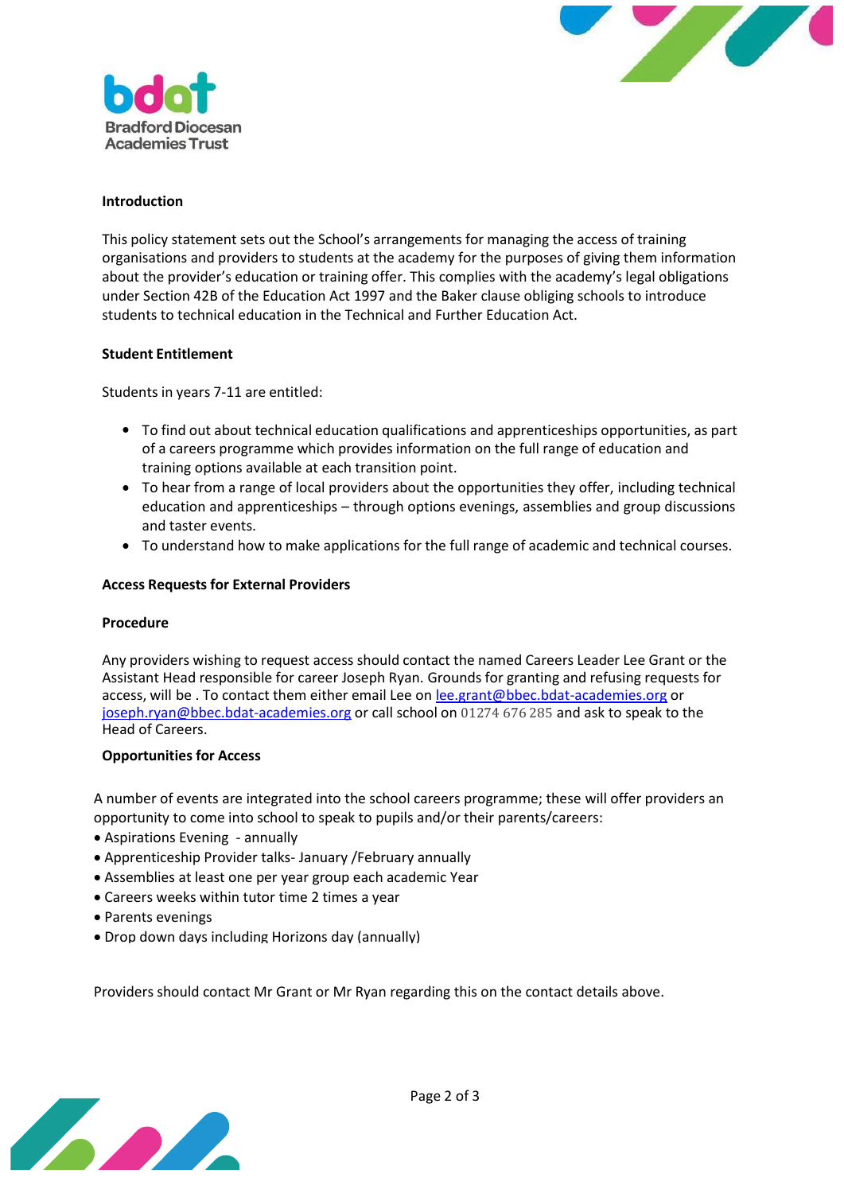**Introduction**

This policy statement sets out the School's arrangements for managing the access of training organisations and providers to students at the academy for the purposes of giving them information about the provider's education or training offer. This complies with the academy's legal obligations under Section 42B of the Education Act 1997 and the Baker clause obliging schools to introduce students to technical education in the Technical and Further Education Act.

**Student Entitlement**

Students in years 7-11 are entitled:

- To find out about technical education qualifications and apprenticeships opportunities, as part of a careers programme which provides information on the full range of education and training options available at each transition point.
- To hear from a range of local providers about the opportunities they offer, including technical education and apprenticeships – through options evenings, assemblies and group discussions and taster events.
- To understand how to make applications for the full range of academic and technical courses.

**Access Requests for External Providers**

**Procedure**

Any providers wishing to request access should contact the named Careers Leader Lee Grant or the Assistant Head responsible for career Joseph Ryan. Grounds for granting and refusing requests for access, will be . To contact them either email Lee on lee.grant@bbec.bdat-academies.org or joseph.ryan@bbec.bdat-academies.org or call school on 01274 676 285 and ask to speak to the Head of Careers.

**Opportunities for Access**

A number of events are integrated into the school careers programme; these will offer providers an opportunity to come into school to speak to pupils and/or their parents/careers:

- Aspirations Evening - annually
- Apprenticeship Provider talks- January /February annually
- Assemblies at least one per year group each academic Year
- Careers weeks within tutor time 2 times a year
- Parents evenings
- Drop down days including Horizons day (annually)

Providers should contact Mr Grant or Mr Ryan regarding this on the contact details above.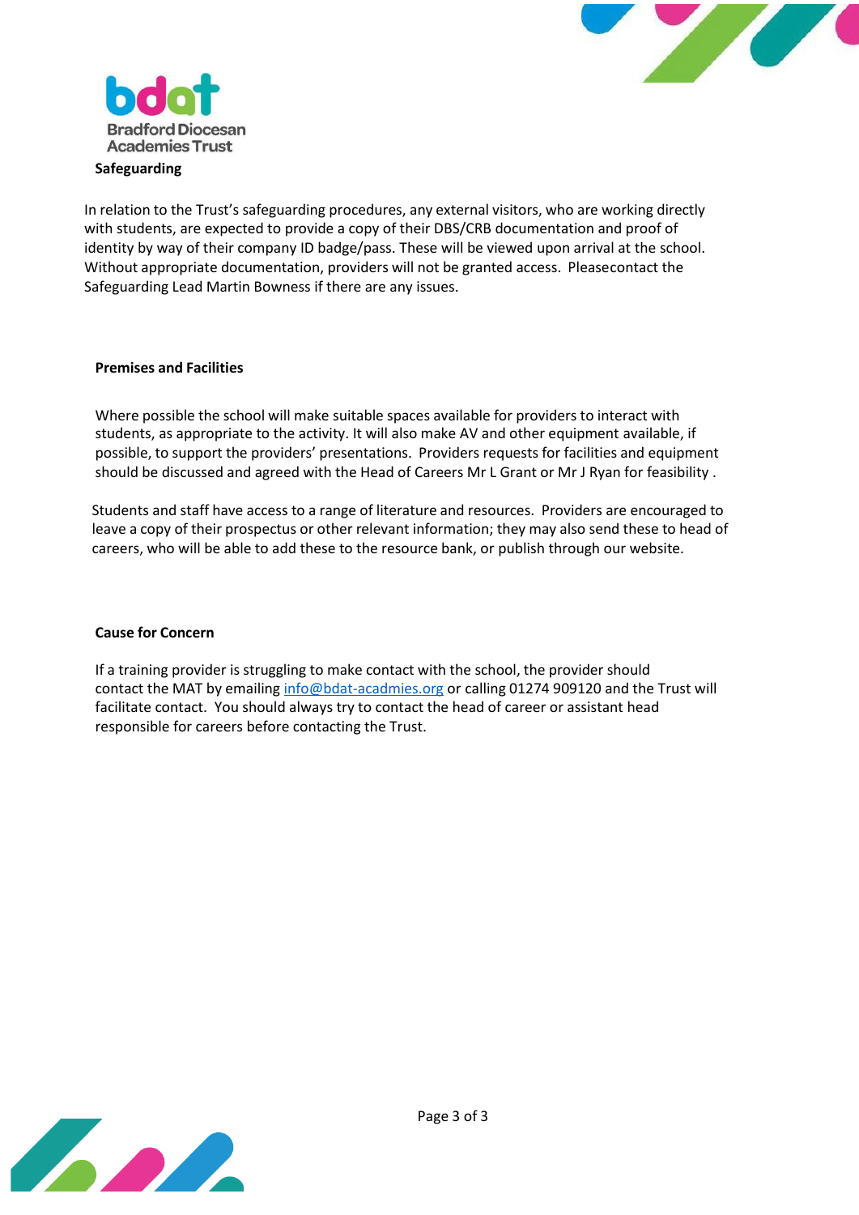## Safeguarding

In relation to the Trust's safeguarding procedures, any external visitors, who are working directly with students, are expected to provide a copy of their DBS/CRB documentation and proof of identity by way of their company ID badge/pass. These will be viewed upon arrival at the school. Without appropriate documentation, providers will not be granted access. Pleasecontact the Safeguarding Lead Martin Bowness if there are any issues.

## Premises and Facilities

Where possible the school will make suitable spaces available for providers to interact with students, as appropriate to the activity. It will also make AV and other equipment available, if possible, to support the providers' presentations. Providers requests for facilities and equipment should be discussed and agreed with the Head of Careers Mr L Grant or Mr J Ryan for feasibility .

Students and staff have access to a range of literature and resources. Providers are encouraged to leave a copy of their prospectus or other relevant information; they may also send these to head of careers, who will be able to add these to the resource bank, or publish through our website.

## Cause for Concern

If a training provider is struggling to make contact with the school, the provider should contact the MAT by emailing info@bdat-acadmies.org or calling 01274 909120 and the Trust will facilitate contact. You should always try to contact the head of career or assistant head responsible for careers before contacting the Trust.